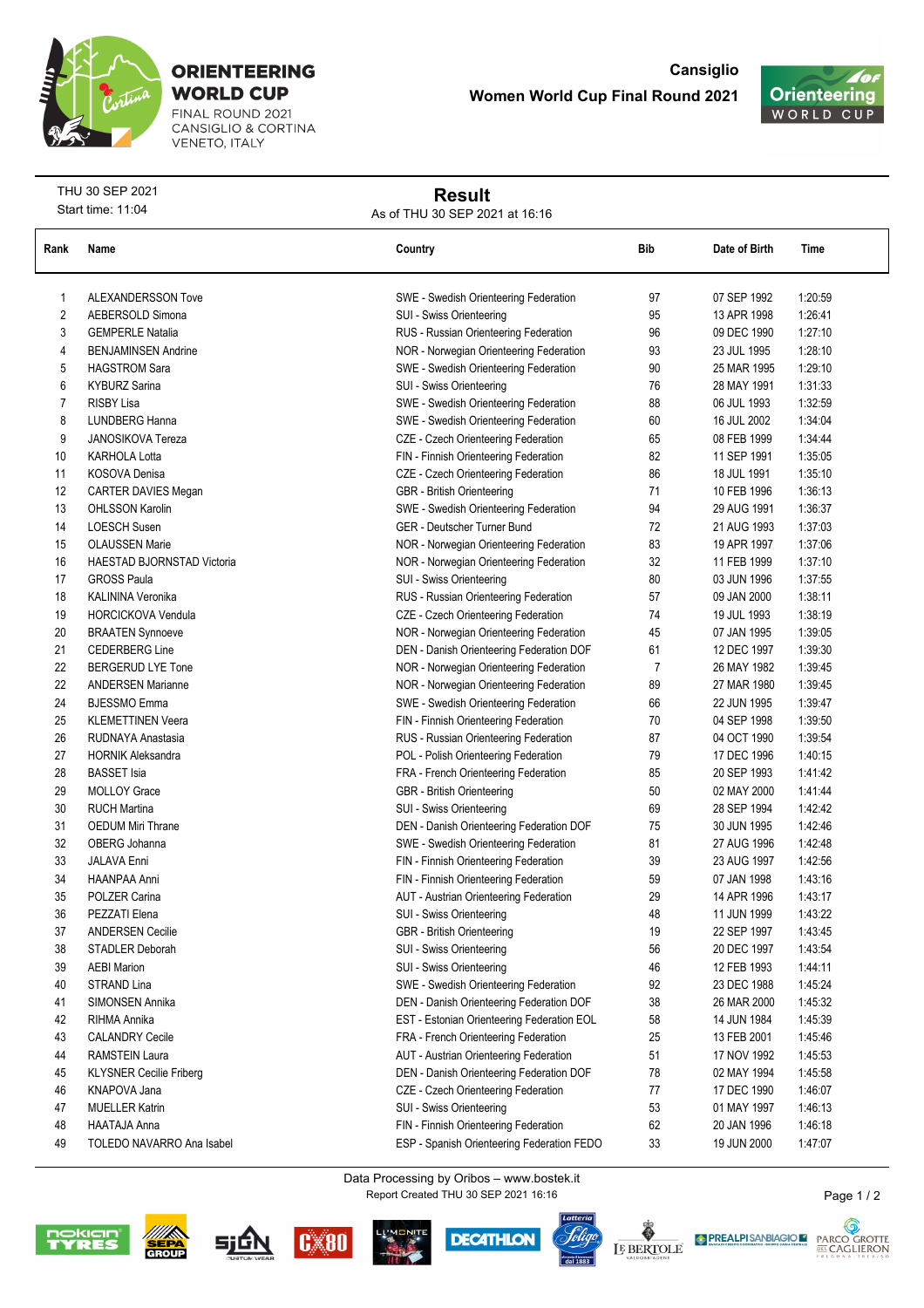# ORIENTEERING WORLD CUP

FINAL ROUND 2021
CANSIGLIO & CORTINA
VENETO, ITALY

**Cansiglio**
**Women World Cup Final Round 2021**

THU 30 SEP 2021
Start time: 11:04

## Result

As of THU 30 SEP 2021 at 16:16

| Rank | Name | Country | Bib | Date of Birth | Time |
|---|---|---|---|---|---|
| 1 | ALEXANDERSSON Tove | SWE - Swedish Orienteering Federation | 97 | 07 SEP 1992 | 1:20:59 |
| 2 | AEBERSOLD Simona | SUI - Swiss Orienteering | 95 | 13 APR 1998 | 1:26:41 |
| 3 | GEMPERLE Natalia | RUS - Russian Orienteering Federation | 96 | 09 DEC 1990 | 1:27:10 |
| 4 | BENJAMINSEN Andrine | NOR - Norwegian Orienteering Federation | 93 | 23 JUL 1995 | 1:28:10 |
| 5 | HAGSTROM Sara | SWE - Swedish Orienteering Federation | 90 | 25 MAR 1995 | 1:29:10 |
| 6 | KYBURZ Sarina | SUI - Swiss Orienteering | 76 | 28 MAY 1991 | 1:31:33 |
| 7 | RISBY Lisa | SWE - Swedish Orienteering Federation | 88 | 06 JUL 1993 | 1:32:59 |
| 8 | LUNDBERG Hanna | SWE - Swedish Orienteering Federation | 60 | 16 JUL 2002 | 1:34:04 |
| 9 | JANOSIKOVA Tereza | CZE - Czech Orienteering Federation | 65 | 08 FEB 1999 | 1:34:44 |
| 10 | KARHOLA Lotta | FIN - Finnish Orienteering Federation | 82 | 11 SEP 1991 | 1:35:05 |
| 11 | KOSOVA Denisa | CZE - Czech Orienteering Federation | 86 | 18 JUL 1991 | 1:35:10 |
| 12 | CARTER DAVIES Megan | GBR - British Orienteering | 71 | 10 FEB 1996 | 1:36:13 |
| 13 | OHLSSON Karolin | SWE - Swedish Orienteering Federation | 94 | 29 AUG 1991 | 1:36:37 |
| 14 | LOESCH Susen | GER - Deutscher Turner Bund | 72 | 21 AUG 1993 | 1:37:03 |
| 15 | OLAUSSEN Marie | NOR - Norwegian Orienteering Federation | 83 | 19 APR 1997 | 1:37:06 |
| 16 | HAESTAD BJORNSTAD Victoria | NOR - Norwegian Orienteering Federation | 32 | 11 FEB 1999 | 1:37:10 |
| 17 | GROSS Paula | SUI - Swiss Orienteering | 80 | 03 JUN 1996 | 1:37:55 |
| 18 | KALININA Veronika | RUS - Russian Orienteering Federation | 57 | 09 JAN 2000 | 1:38:11 |
| 19 | HORCICKOVA Vendula | CZE - Czech Orienteering Federation | 74 | 19 JUL 1993 | 1:38:19 |
| 20 | BRAATEN Synnoeve | NOR - Norwegian Orienteering Federation | 45 | 07 JAN 1995 | 1:39:05 |
| 21 | CEDERBERG Line | DEN - Danish Orienteering Federation DOF | 61 | 12 DEC 1997 | 1:39:30 |
| 22 | BERGERUD LYE Tone | NOR - Norwegian Orienteering Federation | 7 | 26 MAY 1982 | 1:39:45 |
| 22 | ANDERSEN Marianne | NOR - Norwegian Orienteering Federation | 89 | 27 MAR 1980 | 1:39:45 |
| 24 | BJESSMO Emma | SWE - Swedish Orienteering Federation | 66 | 22 JUN 1995 | 1:39:47 |
| 25 | KLEMETTINEN Veera | FIN - Finnish Orienteering Federation | 70 | 04 SEP 1998 | 1:39:50 |
| 26 | RUDNAYA Anastasia | RUS - Russian Orienteering Federation | 87 | 04 OCT 1990 | 1:39:54 |
| 27 | HORNIK Aleksandra | POL - Polish Orienteering Federation | 79 | 17 DEC 1996 | 1:40:15 |
| 28 | BASSET Isia | FRA - French Orienteering Federation | 85 | 20 SEP 1993 | 1:41:42 |
| 29 | MOLLOY Grace | GBR - British Orienteering | 50 | 02 MAY 2000 | 1:41:44 |
| 30 | RUCH Martina | SUI - Swiss Orienteering | 69 | 28 SEP 1994 | 1:42:42 |
| 31 | OEDUM Miri Thrane | DEN - Danish Orienteering Federation DOF | 75 | 30 JUN 1995 | 1:42:46 |
| 32 | OBERG Johanna | SWE - Swedish Orienteering Federation | 81 | 27 AUG 1996 | 1:42:48 |
| 33 | JALAVA Enni | FIN - Finnish Orienteering Federation | 39 | 23 AUG 1997 | 1:42:56 |
| 34 | HAANPAA Anni | FIN - Finnish Orienteering Federation | 59 | 07 JAN 1998 | 1:43:16 |
| 35 | POLZER Carina | AUT - Austrian Orienteering Federation | 29 | 14 APR 1996 | 1:43:17 |
| 36 | PEZZATI Elena | SUI - Swiss Orienteering | 48 | 11 JUN 1999 | 1:43:22 |
| 37 | ANDERSEN Cecilie | GBR - British Orienteering | 19 | 22 SEP 1997 | 1:43:45 |
| 38 | STADLER Deborah | SUI - Swiss Orienteering | 56 | 20 DEC 1997 | 1:43:54 |
| 39 | AEBI Marion | SUI - Swiss Orienteering | 46 | 12 FEB 1993 | 1:44:11 |
| 40 | STRAND Lina | SWE - Swedish Orienteering Federation | 92 | 23 DEC 1988 | 1:45:24 |
| 41 | SIMONSEN Annika | DEN - Danish Orienteering Federation DOF | 38 | 26 MAR 2000 | 1:45:32 |
| 42 | RIHMA Annika | EST - Estonian Orienteering Federation EOL | 58 | 14 JUN 1984 | 1:45:39 |
| 43 | CALANDRY Cecile | FRA - French Orienteering Federation | 25 | 13 FEB 2001 | 1:45:46 |
| 44 | RAMSTEIN Laura | AUT - Austrian Orienteering Federation | 51 | 17 NOV 1992 | 1:45:53 |
| 45 | KLYSNER Cecilie Friberg | DEN - Danish Orienteering Federation DOF | 78 | 02 MAY 1994 | 1:45:58 |
| 46 | KNAPOVA Jana | CZE - Czech Orienteering Federation | 77 | 17 DEC 1990 | 1:46:07 |
| 47 | MUELLER Katrin | SUI - Swiss Orienteering | 53 | 01 MAY 1997 | 1:46:13 |
| 48 | HAATAJA Anna | FIN - Finnish Orienteering Federation | 62 | 20 JAN 1996 | 1:46:18 |
| 49 | TOLEDO NAVARRO Ana Isabel | ESP - Spanish Orienteering Federation FEDO | 33 | 19 JUN 2000 | 1:47:07 |

Data Processing by Oribos – www.bostek.it
Report Created THU 30 SEP 2021 16:16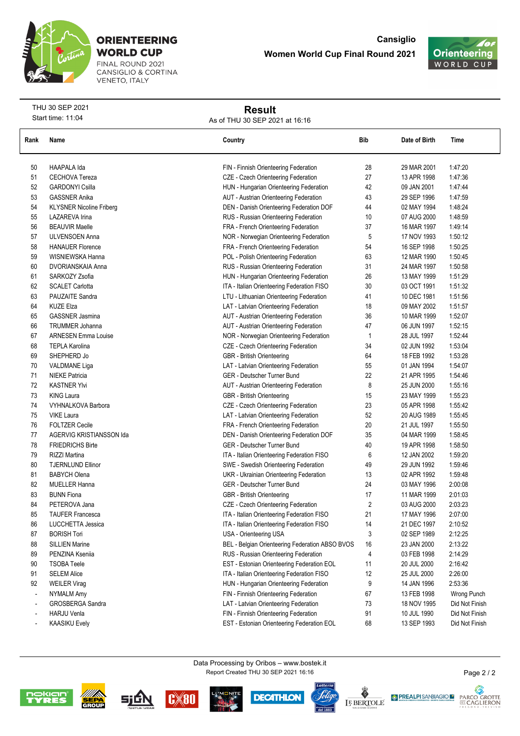**ORIENTEERING WORLD CUP**
FINAL ROUND 2021
CANSIGLIO & CORTINA
VENETO, ITALY

**Cansiglio**
**Women World Cup Final Round 2021**

THU 30 SEP 2021
Start time: 11:04

## Result

As of THU 30 SEP 2021 at 16:16

| Rank | Name | Country | Bib | Date of Birth | Time |
|---|---|---|---|---|---|
| 50 | HAAPALA Ida | FIN - Finnish Orienteering Federation | 28 | 29 MAR 2001 | 1:47:20 |
| 51 | CECHOVA Tereza | CZE - Czech Orienteering Federation | 27 | 13 APR 1998 | 1:47:36 |
| 52 | GARDONYI Csilla | HUN - Hungarian Orienteering Federation | 42 | 09 JAN 2001 | 1:47:44 |
| 53 | GASSNER Anika | AUT - Austrian Orienteering Federation | 43 | 29 SEP 1996 | 1:47:59 |
| 54 | KLYSNER Nicoline Friberg | DEN - Danish Orienteering Federation DOF | 44 | 02 MAY 1994 | 1:48:24 |
| 55 | LAZAREVA Irina | RUS - Russian Orienteering Federation | 10 | 07 AUG 2000 | 1:48:59 |
| 56 | BEAUVIR Maelle | FRA - French Orienteering Federation | 37 | 16 MAR 1997 | 1:49:14 |
| 57 | ULVENSOEN Anna | NOR - Norwegian Orienteering Federation | 5 | 17 NOV 1993 | 1:50:12 |
| 58 | HANAUER Florence | FRA - French Orienteering Federation | 54 | 16 SEP 1998 | 1:50:25 |
| 59 | WISNIEWSKA Hanna | POL - Polish Orienteering Federation | 63 | 12 MAR 1990 | 1:50:45 |
| 60 | DVORIANSKAIA Anna | RUS - Russian Orienteering Federation | 31 | 24 MAR 1997 | 1:50:58 |
| 61 | SARKOZY Zsofia | HUN - Hungarian Orienteering Federation | 26 | 13 MAY 1999 | 1:51:29 |
| 62 | SCALET Carlotta | ITA - Italian Orienteering Federation FISO | 30 | 03 OCT 1991 | 1:51:32 |
| 63 | PAUZAITE Sandra | LTU - Lithuanian Orienteering Federation | 41 | 10 DEC 1981 | 1:51:56 |
| 64 | KUZE Elza | LAT - Latvian Orienteering Federation | 18 | 09 MAY 2002 | 1:51:57 |
| 65 | GASSNER Jasmina | AUT - Austrian Orienteering Federation | 36 | 10 MAR 1999 | 1:52:07 |
| 66 | TRUMMER Johanna | AUT - Austrian Orienteering Federation | 47 | 06 JUN 1997 | 1:52:15 |
| 67 | ARNESEN Emma Louise | NOR - Norwegian Orienteering Federation | 1 | 28 JUL 1997 | 1:52:44 |
| 68 | TEPLA Karolina | CZE - Czech Orienteering Federation | 34 | 02 JUN 1992 | 1:53:04 |
| 69 | SHEPHERD Jo | GBR - British Orienteering | 64 | 18 FEB 1992 | 1:53:28 |
| 70 | VALDMANE Liga | LAT - Latvian Orienteering Federation | 55 | 01 JAN 1994 | 1:54:07 |
| 71 | NIEKE Patricia | GER - Deutscher Turner Bund | 22 | 21 APR 1995 | 1:54:46 |
| 72 | KASTNER Ylvi | AUT - Austrian Orienteering Federation | 8 | 25 JUN 2000 | 1:55:16 |
| 73 | KING Laura | GBR - British Orienteering | 15 | 23 MAY 1999 | 1:55:23 |
| 74 | VYHNALKOVA Barbora | CZE - Czech Orienteering Federation | 23 | 05 APR 1998 | 1:55:42 |
| 75 | VIKE Laura | LAT - Latvian Orienteering Federation | 52 | 20 AUG 1989 | 1:55:45 |
| 76 | FOLTZER Cecile | FRA - French Orienteering Federation | 20 | 21 JUL 1997 | 1:55:50 |
| 77 | AGERVIG KRISTIANSSON Ida | DEN - Danish Orienteering Federation DOF | 35 | 04 MAR 1999 | 1:58:45 |
| 78 | FRIEDRICHS Birte | GER - Deutscher Turner Bund | 40 | 19 APR 1998 | 1:58:50 |
| 79 | RIZZI Martina | ITA - Italian Orienteering Federation FISO | 6 | 12 JAN 2002 | 1:59:20 |
| 80 | TJERNLUND Ellinor | SWE - Swedish Orienteering Federation | 49 | 29 JUN 1992 | 1:59:46 |
| 81 | BABYCH Olena | UKR - Ukrainian Orienteering Federation | 13 | 02 APR 1992 | 1:59:48 |
| 82 | MUELLER Hanna | GER - Deutscher Turner Bund | 24 | 03 MAY 1996 | 2:00:08 |
| 83 | BUNN Fiona | GBR - British Orienteering | 17 | 11 MAR 1999 | 2:01:03 |
| 84 | PETEROVA Jana | CZE - Czech Orienteering Federation | 2 | 03 AUG 2000 | 2:03:23 |
| 85 | TAUFER Francesca | ITA - Italian Orienteering Federation FISO | 21 | 17 MAY 1996 | 2:07:00 |
| 86 | LUCCHETTA Jessica | ITA - Italian Orienteering Federation FISO | 14 | 21 DEC 1997 | 2:10:52 |
| 87 | BORISH Tori | USA - Orienteering USA | 3 | 02 SEP 1989 | 2:12:25 |
| 88 | SILLIEN Marine | BEL - Belgian Orienteering Federation ABSO BVOS | 16 | 23 JAN 2000 | 2:13:22 |
| 89 | PENZINA Kseniia | RUS - Russian Orienteering Federation | 4 | 03 FEB 1998 | 2:14:29 |
| 90 | TSOBA Teele | EST - Estonian Orienteering Federation EOL | 11 | 20 JUL 2000 | 2:16:42 |
| 91 | SELEM Alice | ITA - Italian Orienteering Federation FISO | 12 | 25 JUL 2000 | 2:26:00 |
| 92 | WEILER Virag | HUN - Hungarian Orienteering Federation | 9 | 14 JAN 1996 | 2:53:36 |
| - | NYMALM Amy | FIN - Finnish Orienteering Federation | 67 | 13 FEB 1998 | Wrong Punch |
| - | GROSBERGA Sandra | LAT - Latvian Orienteering Federation | 73 | 18 NOV 1995 | Did Not Finish |
| - | HARJU Venla | FIN - Finnish Orienteering Federation | 91 | 10 JUL 1990 | Did Not Finish |
| - | KAASIKU Evely | EST - Estonian Orienteering Federation EOL | 68 | 13 SEP 1993 | Did Not Finish |

Data Processing by Oribos – www.bostek.it
Report Created THU 30 SEP 2021 16:16